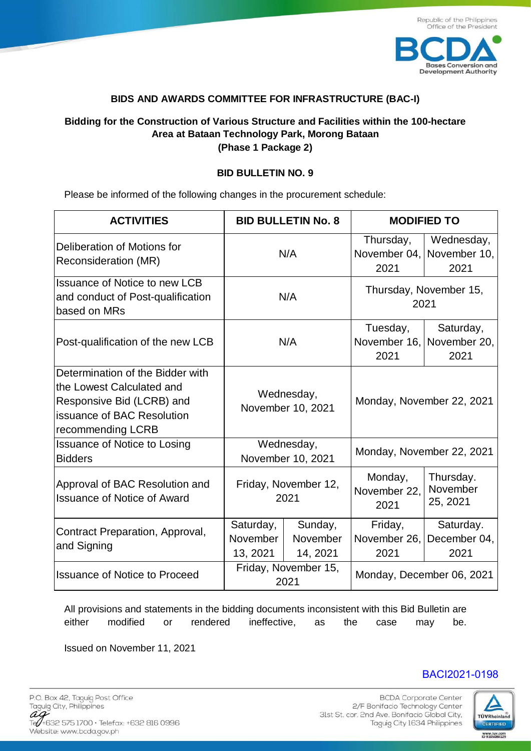Republic of the Philippines
Office of the President

**BCDA** Bases Conversion and Development Authority

**BIDS AND AWARDS COMMITTEE FOR INFRASTRUCTURE (BAC-I)**

**Bidding for the Construction of Various Structure and Facilities within the 100-hectare Area at Bataan Technology Park, Morong Bataan (Phase 1 Package 2)**

**BID BULLETIN NO. 9**

Please be informed of the following changes in the procurement schedule:

| ACTIVITIES | BID BULLETIN No. 8 | | MODIFIED TO | |
|---|---|---|---|---|
| Deliberation of Motions for Reconsideration (MR) | N/A | | Thursday, November 04, 2021 | Wednesday, November 10, 2021 |
| Issuance of Notice to new LCB and conduct of Post-qualification based on MRs | N/A | | Thursday, November 15, 2021 | |
| Post-qualification of the new LCB | N/A | | Tuesday, November 16, 2021 | Saturday, November 20, 2021 |
| Determination of the Bidder with the Lowest Calculated and Responsive Bid (LCRB) and issuance of BAC Resolution recommending LCRB | Wednesday, November 10, 2021 | | Monday, November 22, 2021 | |
| Issuance of Notice to Losing Bidders | Wednesday, November 10, 2021 | | Monday, November 22, 2021 | |
| Approval of BAC Resolution and Issuance of Notice of Award | Friday, November 12, 2021 | | Monday, November 22, 2021 | Thursday. November 25, 2021 |
| Contract Preparation, Approval, and Signing | Saturday, November 13, 2021 | Sunday, November 14, 2021 | Friday, November 26, 2021 | Saturday. December 04, 2021 |
| Issuance of Notice to Proceed | Friday, November 15, 2021 | | Monday, December 06, 2021 | |

All provisions and statements in the bidding documents inconsistent with this Bid Bulletin are either modified or rendered ineffective, as the case may be.

Issued on November 11, 2021

BACI2021-0198

P.O. Box 42, Taguig Post Office
Taguig City, Philippines
Tel +632 575 1700 • Telefax: +632 816 0996
Website: www.bcda.gov.ph

BCDA Corporate Center
2/F Bonifacio Technology Center
31st St. cor. 2nd Ave. Bonifacio Global City,
Taguig City 1634 Philippines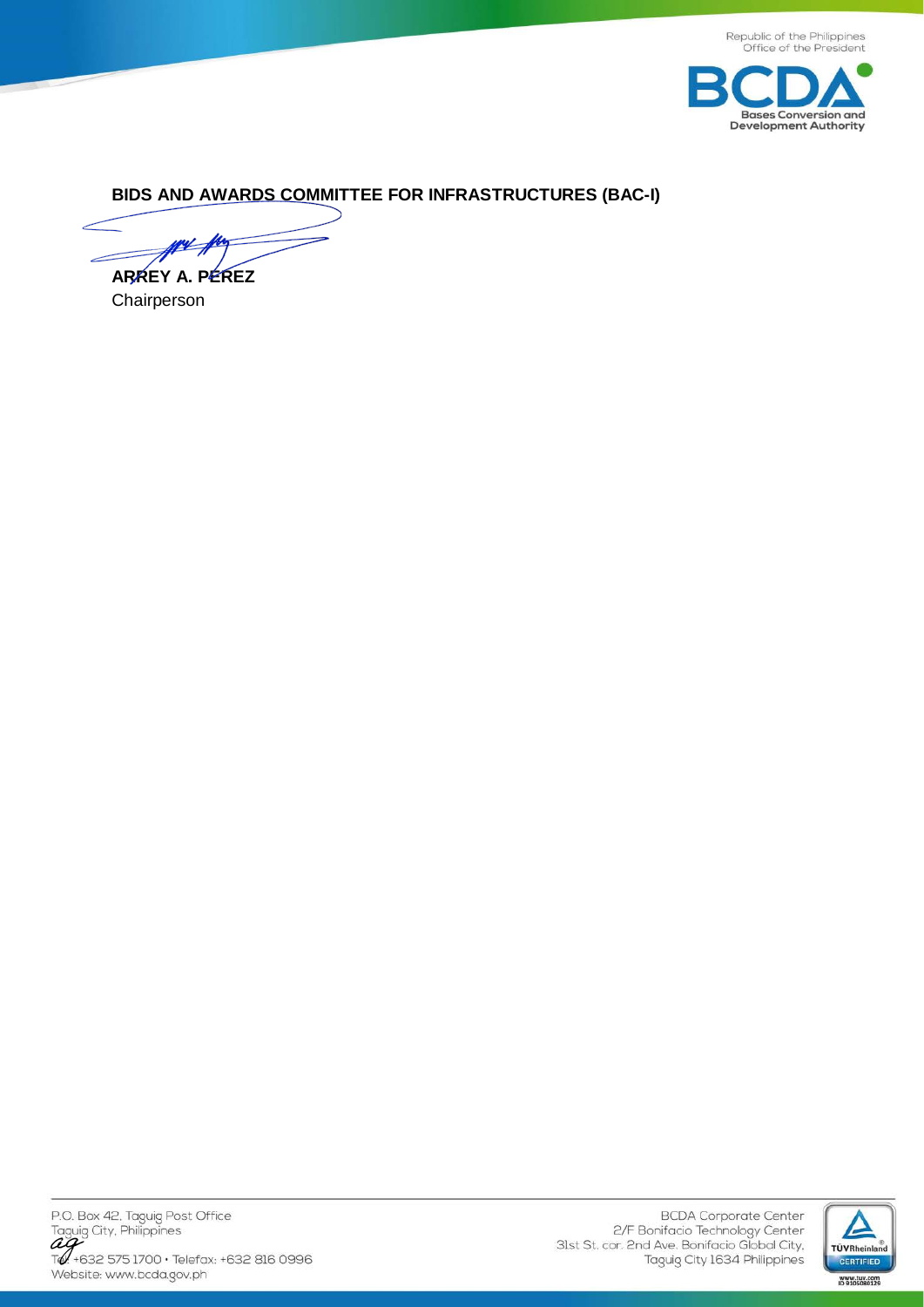**BIDS AND AWARDS COMMITTEE FOR INFRASTRUCTURES (BAC-I)**

**ARREY A. PEREZ**
Chairperson